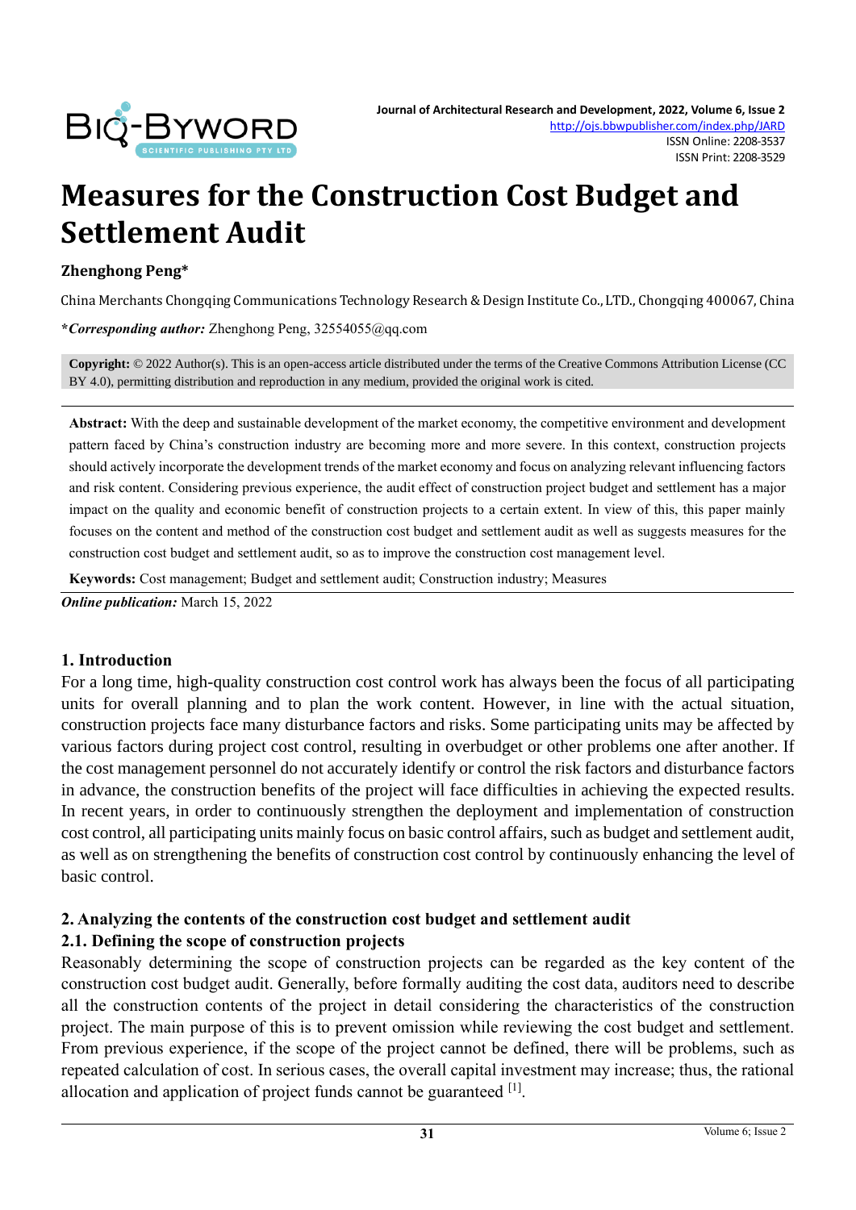# Measures for the Construction Cost Budget and Settlement Audit

**Zhenghong Peng***

China Merchants Chongqing Communications Technology Research & Design Institute Co., LTD., Chongqing 400067, China

***Corresponding author:** Zhenghong Peng, 32554055@qq.com

**Copyright:** © 2022 Author(s). This is an open-access article distributed under the terms of the Creative Commons Attribution License (CC BY 4.0), permitting distribution and reproduction in any medium, provided the original work is cited.

**Abstract:** With the deep and sustainable development of the market economy, the competitive environment and development pattern faced by China's construction industry are becoming more and more severe. In this context, construction projects should actively incorporate the development trends of the market economy and focus on analyzing relevant influencing factors and risk content. Considering previous experience, the audit effect of construction project budget and settlement has a major impact on the quality and economic benefit of construction projects to a certain extent. In view of this, this paper mainly focuses on the content and method of the construction cost budget and settlement audit as well as suggests measures for the construction cost budget and settlement audit, so as to improve the construction cost management level.

**Keywords:** Cost management; Budget and settlement audit; Construction industry; Measures

***Online publication:*** March 15, 2022

## 1. Introduction

For a long time, high-quality construction cost control work has always been the focus of all participating units for overall planning and to plan the work content. However, in line with the actual situation, construction projects face many disturbance factors and risks. Some participating units may be affected by various factors during project cost control, resulting in overbudget or other problems one after another. If the cost management personnel do not accurately identify or control the risk factors and disturbance factors in advance, the construction benefits of the project will face difficulties in achieving the expected results. In recent years, in order to continuously strengthen the deployment and implementation of construction cost control, all participating units mainly focus on basic control affairs, such as budget and settlement audit, as well as on strengthening the benefits of construction cost control by continuously enhancing the level of basic control.

## 2. Analyzing the contents of the construction cost budget and settlement audit

### 2.1. Defining the scope of construction projects

Reasonably determining the scope of construction projects can be regarded as the key content of the construction cost budget audit. Generally, before formally auditing the cost data, auditors need to describe all the construction contents of the project in detail considering the characteristics of the construction project. The main purpose of this is to prevent omission while reviewing the cost budget and settlement. From previous experience, if the scope of the project cannot be defined, there will be problems, such as repeated calculation of cost. In serious cases, the overall capital investment may increase; thus, the rational allocation and application of project funds cannot be guaranteed [1].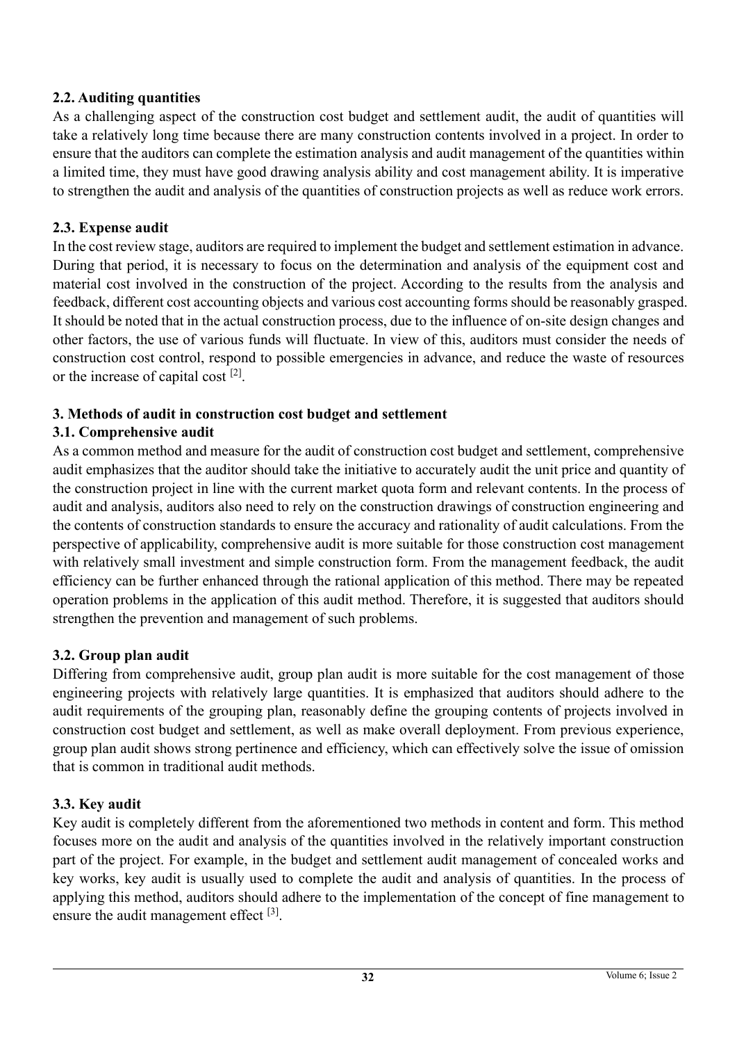### 2.2. Auditing quantities

As a challenging aspect of the construction cost budget and settlement audit, the audit of quantities will take a relatively long time because there are many construction contents involved in a project. In order to ensure that the auditors can complete the estimation analysis and audit management of the quantities within a limited time, they must have good drawing analysis ability and cost management ability. It is imperative to strengthen the audit and analysis of the quantities of construction projects as well as reduce work errors.

### 2.3. Expense audit

In the cost review stage, auditors are required to implement the budget and settlement estimation in advance. During that period, it is necessary to focus on the determination and analysis of the equipment cost and material cost involved in the construction of the project. According to the results from the analysis and feedback, different cost accounting objects and various cost accounting forms should be reasonably grasped. It should be noted that in the actual construction process, due to the influence of on-site design changes and other factors, the use of various funds will fluctuate. In view of this, auditors must consider the needs of construction cost control, respond to possible emergencies in advance, and reduce the waste of resources or the increase of capital cost [2].

## 3. Methods of audit in construction cost budget and settlement

### 3.1. Comprehensive audit

As a common method and measure for the audit of construction cost budget and settlement, comprehensive audit emphasizes that the auditor should take the initiative to accurately audit the unit price and quantity of the construction project in line with the current market quota form and relevant contents. In the process of audit and analysis, auditors also need to rely on the construction drawings of construction engineering and the contents of construction standards to ensure the accuracy and rationality of audit calculations. From the perspective of applicability, comprehensive audit is more suitable for those construction cost management with relatively small investment and simple construction form. From the management feedback, the audit efficiency can be further enhanced through the rational application of this method. There may be repeated operation problems in the application of this audit method. Therefore, it is suggested that auditors should strengthen the prevention and management of such problems.

### 3.2. Group plan audit

Differing from comprehensive audit, group plan audit is more suitable for the cost management of those engineering projects with relatively large quantities. It is emphasized that auditors should adhere to the audit requirements of the grouping plan, reasonably define the grouping contents of projects involved in construction cost budget and settlement, as well as make overall deployment. From previous experience, group plan audit shows strong pertinence and efficiency, which can effectively solve the issue of omission that is common in traditional audit methods.

### 3.3. Key audit

Key audit is completely different from the aforementioned two methods in content and form. This method focuses more on the audit and analysis of the quantities involved in the relatively important construction part of the project. For example, in the budget and settlement audit management of concealed works and key works, key audit is usually used to complete the audit and analysis of quantities. In the process of applying this method, auditors should adhere to the implementation of the concept of fine management to ensure the audit management effect [3].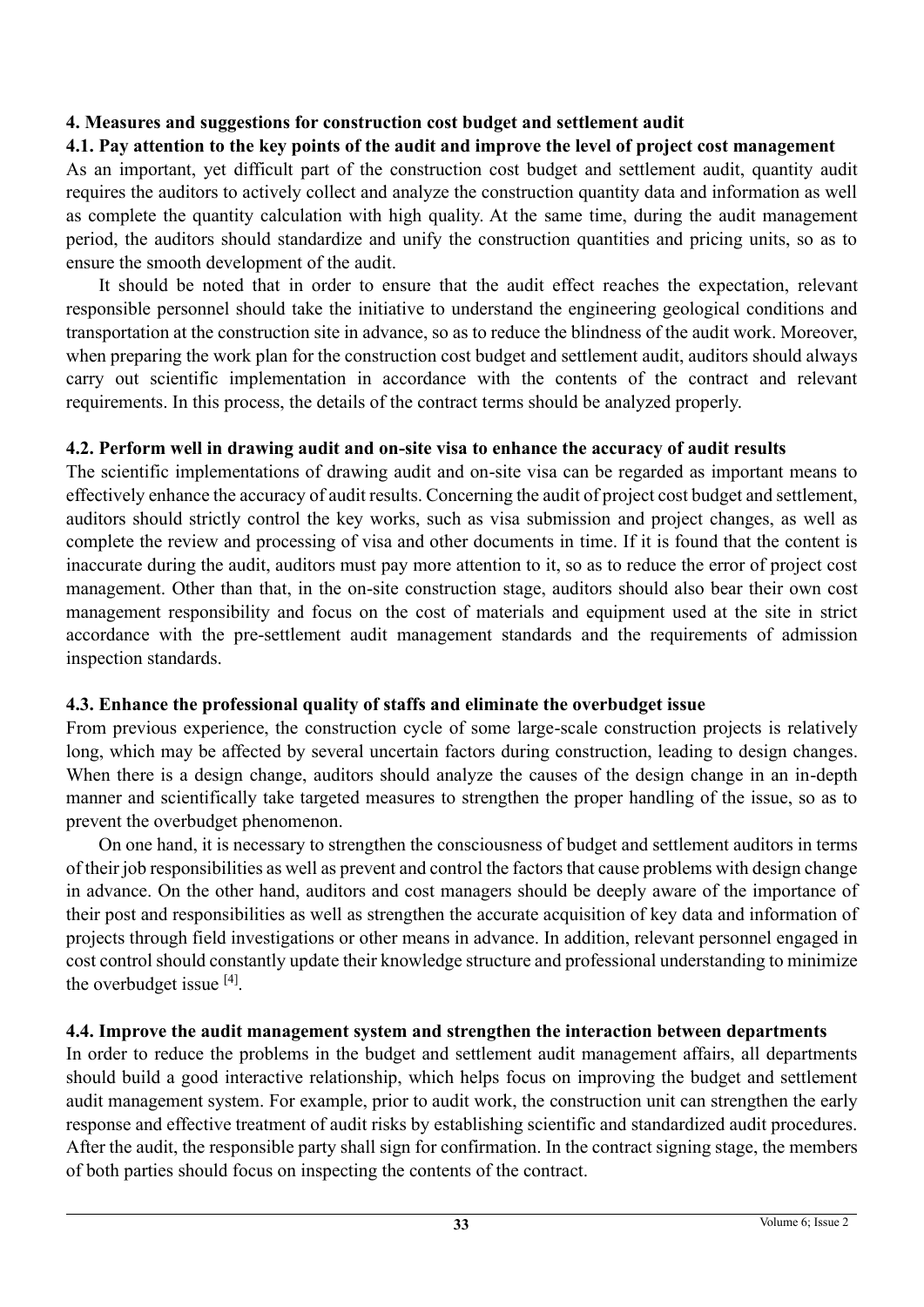## 4. Measures and suggestions for construction cost budget and settlement audit

### 4.1. Pay attention to the key points of the audit and improve the level of project cost management

As an important, yet difficult part of the construction cost budget and settlement audit, quantity audit requires the auditors to actively collect and analyze the construction quantity data and information as well as complete the quantity calculation with high quality. At the same time, during the audit management period, the auditors should standardize and unify the construction quantities and pricing units, so as to ensure the smooth development of the audit.

It should be noted that in order to ensure that the audit effect reaches the expectation, relevant responsible personnel should take the initiative to understand the engineering geological conditions and transportation at the construction site in advance, so as to reduce the blindness of the audit work. Moreover, when preparing the work plan for the construction cost budget and settlement audit, auditors should always carry out scientific implementation in accordance with the contents of the contract and relevant requirements. In this process, the details of the contract terms should be analyzed properly.

### 4.2. Perform well in drawing audit and on-site visa to enhance the accuracy of audit results

The scientific implementations of drawing audit and on-site visa can be regarded as important means to effectively enhance the accuracy of audit results. Concerning the audit of project cost budget and settlement, auditors should strictly control the key works, such as visa submission and project changes, as well as complete the review and processing of visa and other documents in time. If it is found that the content is inaccurate during the audit, auditors must pay more attention to it, so as to reduce the error of project cost management. Other than that, in the on-site construction stage, auditors should also bear their own cost management responsibility and focus on the cost of materials and equipment used at the site in strict accordance with the pre-settlement audit management standards and the requirements of admission inspection standards.

### 4.3. Enhance the professional quality of staffs and eliminate the overbudget issue

From previous experience, the construction cycle of some large-scale construction projects is relatively long, which may be affected by several uncertain factors during construction, leading to design changes. When there is a design change, auditors should analyze the causes of the design change in an in-depth manner and scientifically take targeted measures to strengthen the proper handling of the issue, so as to prevent the overbudget phenomenon.

On one hand, it is necessary to strengthen the consciousness of budget and settlement auditors in terms of their job responsibilities as well as prevent and control the factors that cause problems with design change in advance. On the other hand, auditors and cost managers should be deeply aware of the importance of their post and responsibilities as well as strengthen the accurate acquisition of key data and information of projects through field investigations or other means in advance. In addition, relevant personnel engaged in cost control should constantly update their knowledge structure and professional understanding to minimize the overbudget issue [4].

### 4.4. Improve the audit management system and strengthen the interaction between departments

In order to reduce the problems in the budget and settlement audit management affairs, all departments should build a good interactive relationship, which helps focus on improving the budget and settlement audit management system. For example, prior to audit work, the construction unit can strengthen the early response and effective treatment of audit risks by establishing scientific and standardized audit procedures. After the audit, the responsible party shall sign for confirmation. In the contract signing stage, the members of both parties should focus on inspecting the contents of the contract.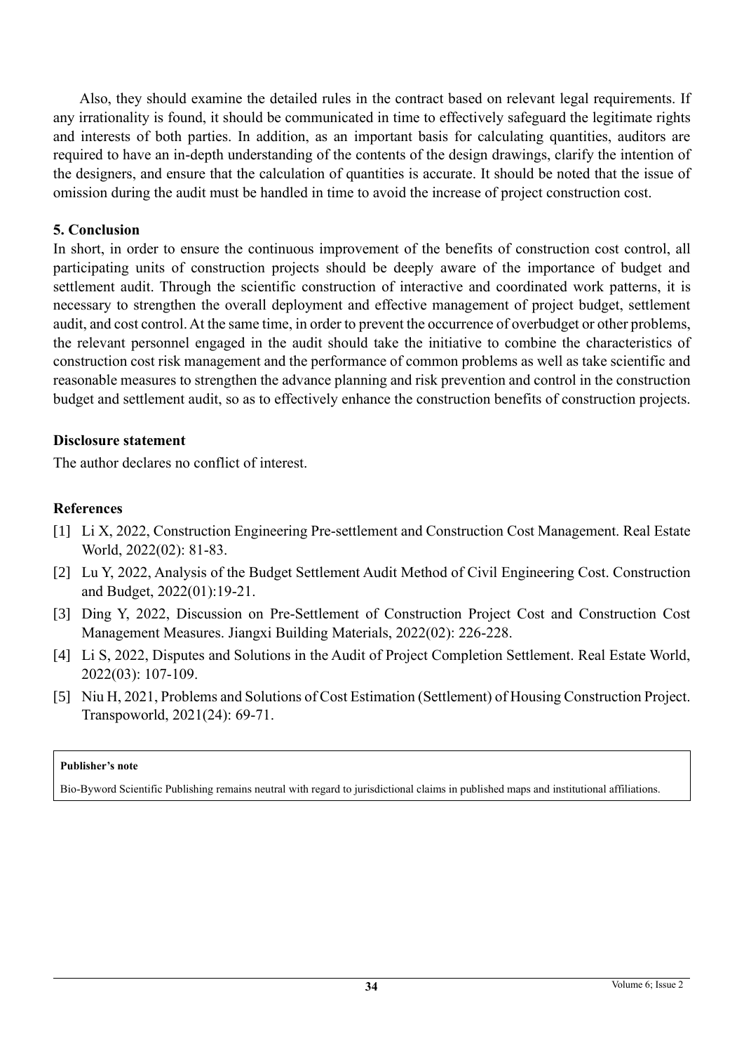Also, they should examine the detailed rules in the contract based on relevant legal requirements. If any irrationality is found, it should be communicated in time to effectively safeguard the legitimate rights and interests of both parties. In addition, as an important basis for calculating quantities, auditors are required to have an in-depth understanding of the contents of the design drawings, clarify the intention of the designers, and ensure that the calculation of quantities is accurate. It should be noted that the issue of omission during the audit must be handled in time to avoid the increase of project construction cost.

## 5. Conclusion

In short, in order to ensure the continuous improvement of the benefits of construction cost control, all participating units of construction projects should be deeply aware of the importance of budget and settlement audit. Through the scientific construction of interactive and coordinated work patterns, it is necessary to strengthen the overall deployment and effective management of project budget, settlement audit, and cost control. At the same time, in order to prevent the occurrence of overbudget or other problems, the relevant personnel engaged in the audit should take the initiative to combine the characteristics of construction cost risk management and the performance of common problems as well as take scientific and reasonable measures to strengthen the advance planning and risk prevention and control in the construction budget and settlement audit, so as to effectively enhance the construction benefits of construction projects.

## Disclosure statement

The author declares no conflict of interest.

## References

[1] Li X, 2022, Construction Engineering Pre-settlement and Construction Cost Management. Real Estate World, 2022(02): 81-83.

[2] Lu Y, 2022, Analysis of the Budget Settlement Audit Method of Civil Engineering Cost. Construction and Budget, 2022(01):19-21.

[3] Ding Y, 2022, Discussion on Pre-Settlement of Construction Project Cost and Construction Cost Management Measures. Jiangxi Building Materials, 2022(02): 226-228.

[4] Li S, 2022, Disputes and Solutions in the Audit of Project Completion Settlement. Real Estate World, 2022(03): 107-109.

[5] Niu H, 2021, Problems and Solutions of Cost Estimation (Settlement) of Housing Construction Project. Transpoworld, 2021(24): 69-71.

**Publisher's note**

Bio-Byword Scientific Publishing remains neutral with regard to jurisdictional claims in published maps and institutional affiliations.